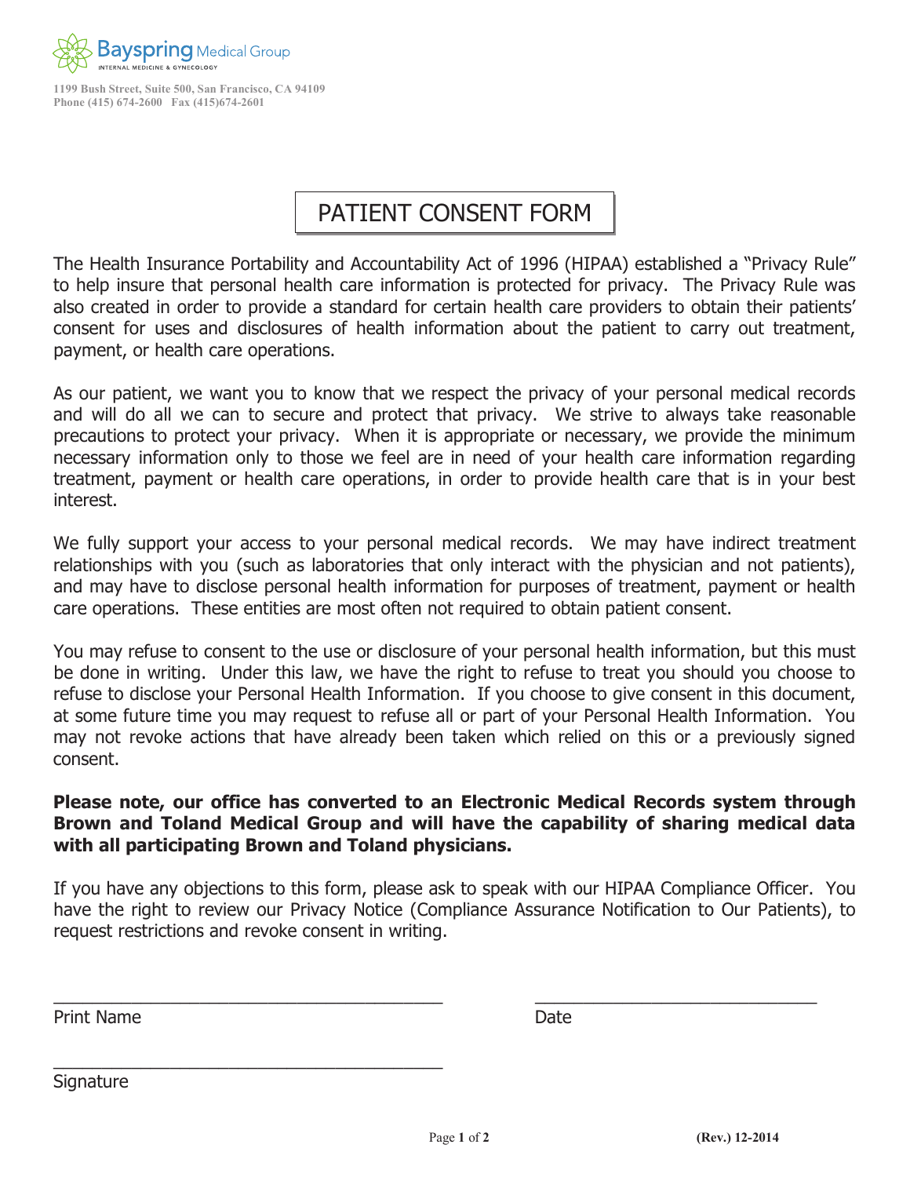**Bayspring** Medical Group
INTERNAL MEDICINE & GYNECOLOGY

1199 Bush Street, Suite 500, San Francisco, CA 94109
Phone (415) 674-2600 Fax (415)674-2601

# PATIENT CONSENT FORM

The Health Insurance Portability and Accountability Act of 1996 (HIPAA) established a "Privacy Rule" to help insure that personal health care information is protected for privacy. The Privacy Rule was also created in order to provide a standard for certain health care providers to obtain their patients' consent for uses and disclosures of health information about the patient to carry out treatment, payment, or health care operations.

As our patient, we want you to know that we respect the privacy of your personal medical records and will do all we can to secure and protect that privacy. We strive to always take reasonable precautions to protect your privacy. When it is appropriate or necessary, we provide the minimum necessary information only to those we feel are in need of your health care information regarding treatment, payment or health care operations, in order to provide health care that is in your best interest.

We fully support your access to your personal medical records. We may have indirect treatment relationships with you (such as laboratories that only interact with the physician and not patients), and may have to disclose personal health information for purposes of treatment, payment or health care operations. These entities are most often not required to obtain patient consent.

You may refuse to consent to the use or disclosure of your personal health information, but this must be done in writing. Under this law, we have the right to refuse to treat you should you choose to refuse to disclose your Personal Health Information. If you choose to give consent in this document, at some future time you may request to refuse all or part of your Personal Health Information. You may not revoke actions that have already been taken which relied on this or a previously signed consent.

**Please note, our office has converted to an Electronic Medical Records system through Brown and Toland Medical Group and will have the capability of sharing medical data with all participating Brown and Toland physicians.**

If you have any objections to this form, please ask to speak with our HIPAA Compliance Officer. You have the right to review our Privacy Notice (Compliance Assurance Notification to Our Patients), to request restrictions and revoke consent in writing.

_______________________________________ _______________________________
Print Name Date

_______________________________________
Signature

(Rev.) 12-2014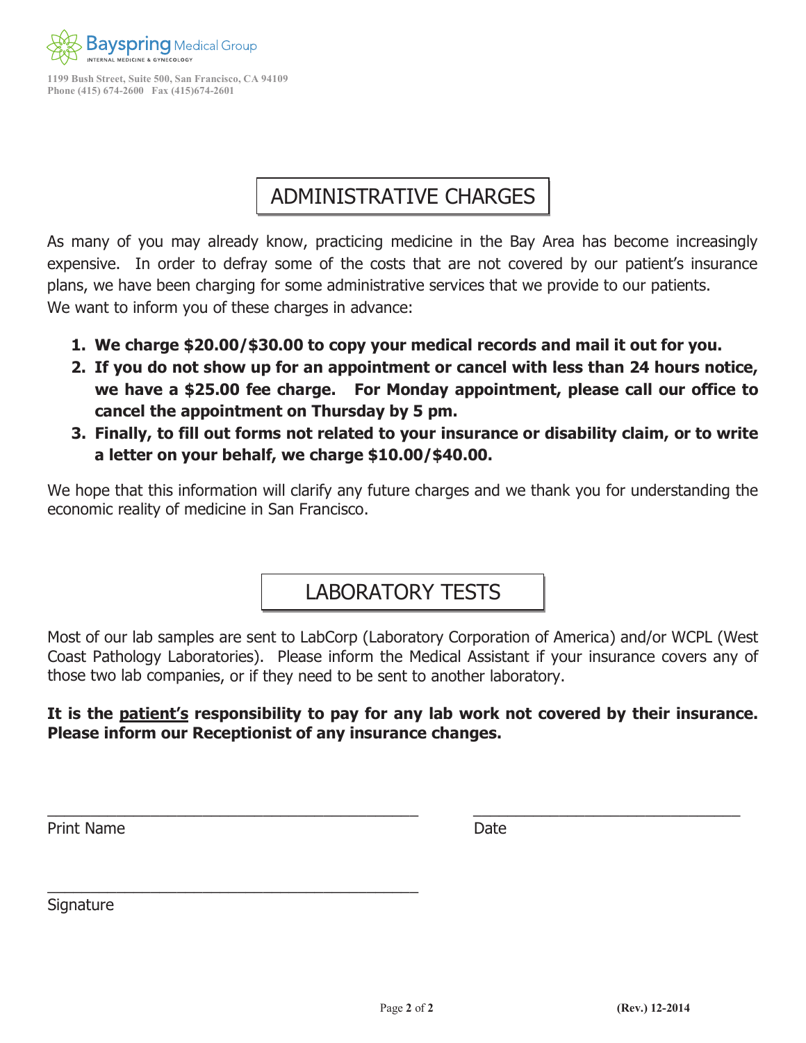Bayspring Medical Group
INTERNAL MEDICINE & GYNECOLOGY

1199 Bush Street, Suite 500, San Francisco, CA 94109
Phone (415) 674-2600 Fax (415)674-2601

## ADMINISTRATIVE CHARGES

As many of you may already know, practicing medicine in the Bay Area has become increasingly expensive. In order to defray some of the costs that are not covered by our patient's insurance plans, we have been charging for some administrative services that we provide to our patients. We want to inform you of these charges in advance:

1. **We charge $20.00/$30.00 to copy your medical records and mail it out for you.**
2. **If you do not show up for an appointment or cancel with less than 24 hours notice, we have a $25.00 fee charge. For Monday appointment, please call our office to cancel the appointment on Thursday by 5 pm.**
3. **Finally, to fill out forms not related to your insurance or disability claim, or to write a letter on your behalf, we charge $10.00/$40.00.**

We hope that this information will clarify any future charges and we thank you for understanding the economic reality of medicine in San Francisco.

## LABORATORY TESTS

Most of our lab samples are sent to LabCorp (Laboratory Corporation of America) and/or WCPL (West Coast Pathology Laboratories). Please inform the Medical Assistant if your insurance covers any of those two lab companies, or if they need to be sent to another laboratory.

**It is the <u>patient's</u> responsibility to pay for any lab work not covered by their insurance. Please inform our Receptionist of any insurance changes.**

\_\_\_\_\_\_\_\_\_\_\_\_\_\_\_\_\_\_\_\_\_\_\_\_\_\_\_\_\_\_\_\_\_\_\_\_\_\_\_\_ \_\_\_\_\_\_\_\_\_\_\_\_\_\_\_\_\_\_\_\_\_\_\_\_\_\_\_\_\_\_
Print Name Date

\_\_\_\_\_\_\_\_\_\_\_\_\_\_\_\_\_\_\_\_\_\_\_\_\_\_\_\_\_\_\_\_\_\_\_\_\_\_\_\_
Signature

(Rev.) 12-2014